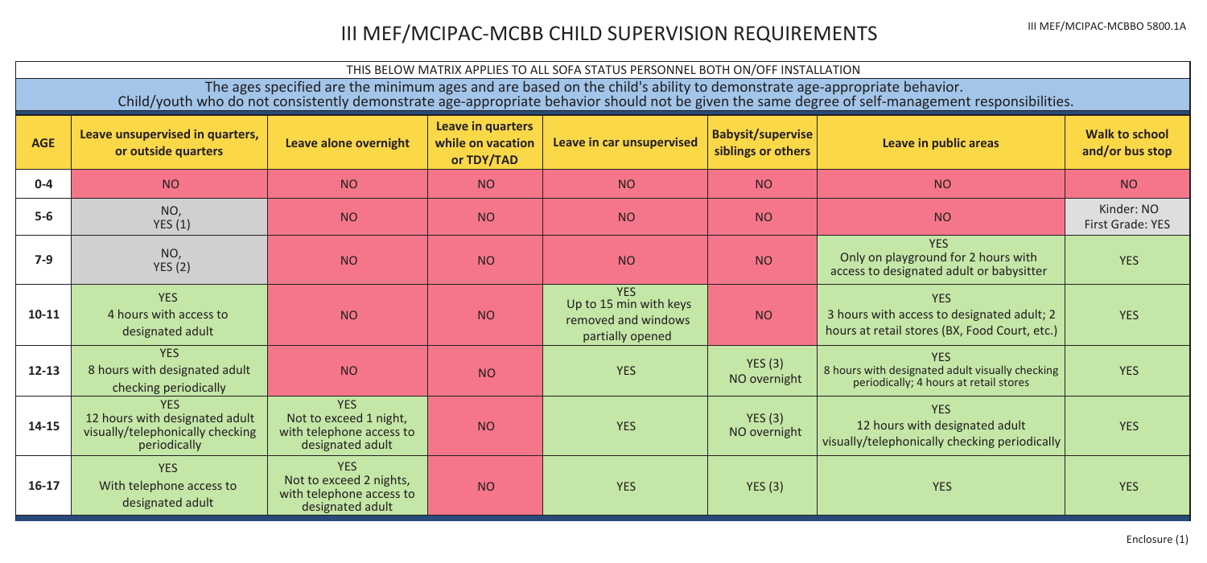# III MEF/MCIPAC-MCBB CHILD SUPERVISION REQUIREMENTS

III MEF/MCIPAC-MCBBO 5800.1A

THIS BELOW MATRIX APPLIES TO ALL SOFA STATUS PERSONNEL BOTH ON/OFF INSTALLATION

The ages specified are the minimum ages and are based on the child's ability to demonstrate age-appropriate behavior.
Child/youth who do not consistently demonstrate age-appropriate behavior should not be given the same degree of self-management responsibilities.

| AGE | Leave unsupervised in quarters, or outside quarters | Leave alone overnight | Leave in quarters while on vacation or TDY/TAD | Leave in car unsupervised | Babysit/supervise siblings or others | Leave in public areas | Walk to school and/or bus stop |
|---|---|---|---|---|---|---|---|
| 0-4 | NO | NO | NO | NO | NO | NO | NO |
| 5-6 | NO, YES (1) | NO | NO | NO | NO | NO | Kinder: NO First Grade: YES |
| 7-9 | NO, YES (2) | NO | NO | NO | NO | YES Only on playground for 2 hours with access to designated adult or babysitter | YES |
| 10-11 | YES 4 hours with access to designated adult | NO | NO | YES Up to 15 min with keys removed and windows partially opened | NO | YES 3 hours with access to designated adult; 2 hours at retail stores (BX, Food Court, etc.) | YES |
| 12-13 | YES 8 hours with designated adult checking periodically | NO | NO | YES | YES (3) NO overnight | YES 8 hours with designated adult visually checking periodically; 4 hours at retail stores | YES |
| 14-15 | YES 12 hours with designated adult visually/telephonically checking periodically | YES Not to exceed 1 night, with telephone access to designated adult | NO | YES | YES (3) NO overnight | YES 12 hours with designated adult visually/telephonically checking periodically | YES |
| 16-17 | YES With telephone access to designated adult | YES Not to exceed 2 nights, with telephone access to designated adult | NO | YES | YES (3) | YES | YES |

Enclosure (1)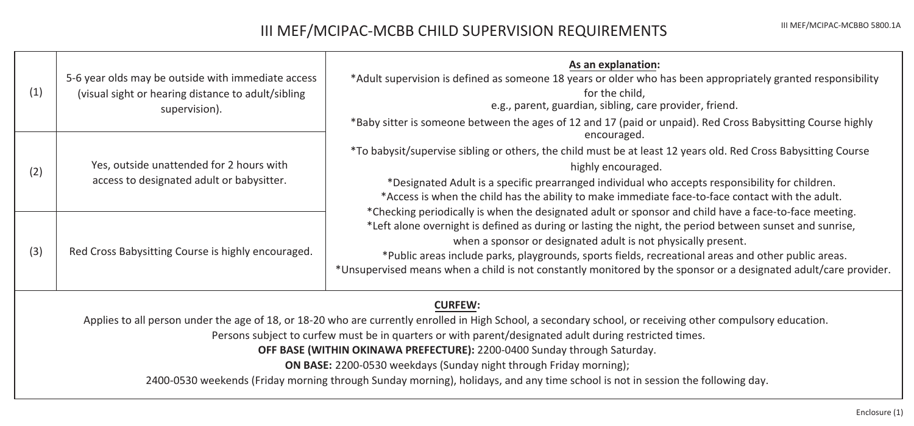# III MEF/MCIPAC-MCBB CHILD SUPERVISION REQUIREMENTS

| | | |
|---|---|---|
| (1) | 5-6 year olds may be outside with immediate access (visual sight or hearing distance to adult/sibling supervision). | **As an explanation:**<br>*Adult supervision is defined as someone 18 years or older who has been appropriately granted responsibility for the child, e.g., parent, guardian, sibling, care provider, friend.<br>*Baby sitter is someone between the ages of 12 and 17 (paid or unpaid). Red Cross Babysitting Course highly encouraged.<br>*To babysit/supervise sibling or others, the child must be at least 12 years old. Red Cross Babysitting Course highly encouraged.<br>*Designated Adult is a specific prearranged individual who accepts responsibility for children.<br>*Access is when the child has the ability to make immediate face-to-face contact with the adult.<br>*Checking periodically is when the designated adult or sponsor and child have a face-to-face meeting.<br>*Left alone overnight is defined as during or lasting the night, the period between sunset and sunrise, when a sponsor or designated adult is not physically present.<br>*Public areas include parks, playgrounds, sports fields, recreational areas and other public areas.<br>*Unsupervised means when a child is not constantly monitored by the sponsor or a designated adult/care provider. |
| (2) | Yes, outside unattended for 2 hours with access to designated adult or babysitter. | |
| (3) | Red Cross Babysitting Course is highly encouraged. | |

**CURFEW:**

Applies to all person under the age of 18, or 18-20 who are currently enrolled in High School, a secondary school, or receiving other compulsory education.

Persons subject to curfew must be in quarters or with parent/designated adult during restricted times.

**OFF BASE (WITHIN OKINAWA PREFECTURE):** 2200-0400 Sunday through Saturday.

**ON BASE:** 2200-0530 weekdays (Sunday night through Friday morning);

2400-0530 weekends (Friday morning through Sunday morning), holidays, and any time school is not in session the following day.

Enclosure (1)